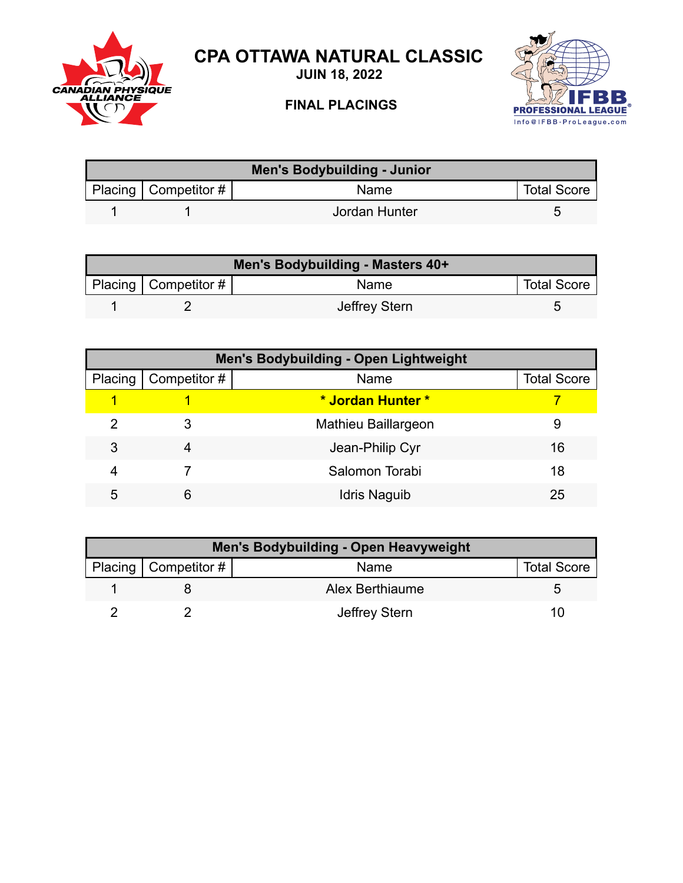# CPA OTTAWA NATURAL CLASSIC

**JUIN 18, 2022**

**FINAL PLACINGS**

| Men's Bodybuilding - Junior | | | |
|---|---|---|---|
| Placing | Competitor # | Name | Total Score |
| 1 | 1 | Jordan Hunter | 5 |

| Men's Bodybuilding - Masters 40+ | | | |
|---|---|---|---|
| Placing | Competitor # | Name | Total Score |
| 1 | 2 | Jeffrey Stern | 5 |

| Men's Bodybuilding - Open Lightweight | | | |
|---|---|---|---|
| Placing | Competitor # | Name | Total Score |
| 1 | 1 | **\* Jordan Hunter \*** | 7 |
| 2 | 3 | Mathieu Baillargeon | 9 |
| 3 | 4 | Jean-Philip Cyr | 16 |
| 4 | 7 | Salomon Torabi | 18 |
| 5 | 6 | Idris Naguib | 25 |

| Men's Bodybuilding - Open Heavyweight | | | |
|---|---|---|---|
| Placing | Competitor # | Name | Total Score |
| 1 | 8 | Alex Berthiaume | 5 |
| 2 | 2 | Jeffrey Stern | 10 |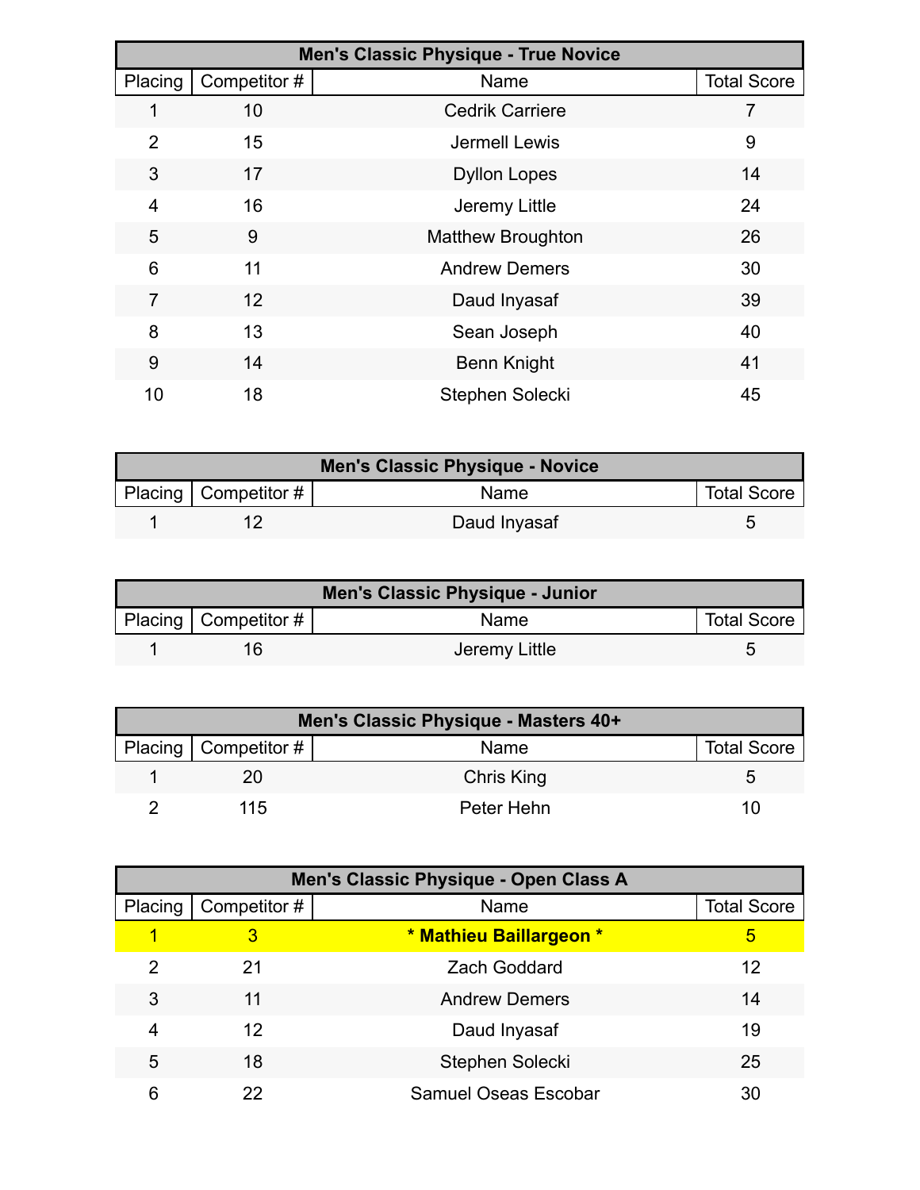| Men's Classic Physique - True Novice | | | |
|---|---|---|---|
| Placing | Competitor # | Name | Total Score |
| 1 | 10 | Cedrik Carriere | 7 |
| 2 | 15 | Jermell Lewis | 9 |
| 3 | 17 | Dyllon Lopes | 14 |
| 4 | 16 | Jeremy Little | 24 |
| 5 | 9 | Matthew Broughton | 26 |
| 6 | 11 | Andrew Demers | 30 |
| 7 | 12 | Daud Inyasaf | 39 |
| 8 | 13 | Sean Joseph | 40 |
| 9 | 14 | Benn Knight | 41 |
| 10 | 18 | Stephen Solecki | 45 |

| Men's Classic Physique - Novice | | | |
|---|---|---|---|
| Placing | Competitor # | Name | Total Score |
| 1 | 12 | Daud Inyasaf | 5 |

| Men's Classic Physique - Junior | | | |
|---|---|---|---|
| Placing | Competitor # | Name | Total Score |
| 1 | 16 | Jeremy Little | 5 |

| Men's Classic Physique - Masters 40+ | | | |
|---|---|---|---|
| Placing | Competitor # | Name | Total Score |
| 1 | 20 | Chris King | 5 |
| 2 | 115 | Peter Hehn | 10 |

| Men's Classic Physique - Open Class A | | | |
|---|---|---|---|
| Placing | Competitor # | Name | Total Score |
| **1** | **3** | *** Mathieu Baillargeon *** | **5** |
| 2 | 21 | Zach Goddard | 12 |
| 3 | 11 | Andrew Demers | 14 |
| 4 | 12 | Daud Inyasaf | 19 |
| 5 | 18 | Stephen Solecki | 25 |
| 6 | 22 | Samuel Oseas Escobar | 30 |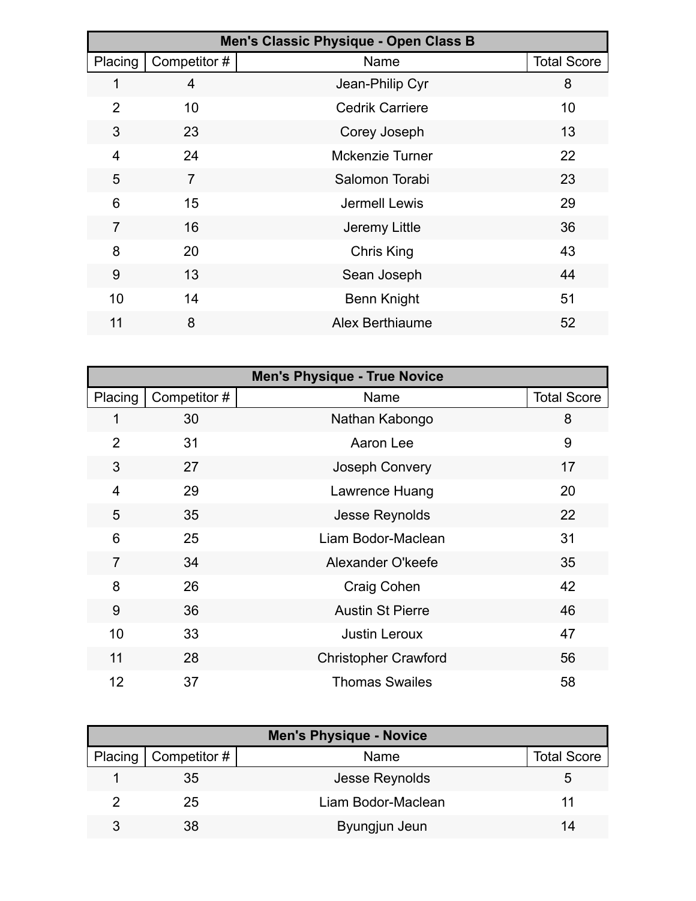| Men's Classic Physique - Open Class B | | | |
| --- | --- | --- | --- |
| Placing | Competitor # | Name | Total Score |
| 1 | 4 | Jean-Philip Cyr | 8 |
| 2 | 10 | Cedrik Carriere | 10 |
| 3 | 23 | Corey Joseph | 13 |
| 4 | 24 | Mckenzie Turner | 22 |
| 5 | 7 | Salomon Torabi | 23 |
| 6 | 15 | Jermell Lewis | 29 |
| 7 | 16 | Jeremy Little | 36 |
| 8 | 20 | Chris King | 43 |
| 9 | 13 | Sean Joseph | 44 |
| 10 | 14 | Benn Knight | 51 |
| 11 | 8 | Alex Berthiaume | 52 |

| Men's Physique - True Novice | | | |
| --- | --- | --- | --- |
| Placing | Competitor # | Name | Total Score |
| 1 | 30 | Nathan Kabongo | 8 |
| 2 | 31 | Aaron Lee | 9 |
| 3 | 27 | Joseph Convery | 17 |
| 4 | 29 | Lawrence Huang | 20 |
| 5 | 35 | Jesse Reynolds | 22 |
| 6 | 25 | Liam Bodor-Maclean | 31 |
| 7 | 34 | Alexander O'keefe | 35 |
| 8 | 26 | Craig Cohen | 42 |
| 9 | 36 | Austin St Pierre | 46 |
| 10 | 33 | Justin Leroux | 47 |
| 11 | 28 | Christopher Crawford | 56 |
| 12 | 37 | Thomas Swailes | 58 |

| Men's Physique - Novice | | | |
| --- | --- | --- | --- |
| Placing | Competitor # | Name | Total Score |
| 1 | 35 | Jesse Reynolds | 5 |
| 2 | 25 | Liam Bodor-Maclean | 11 |
| 3 | 38 | Byungjun Jeun | 14 |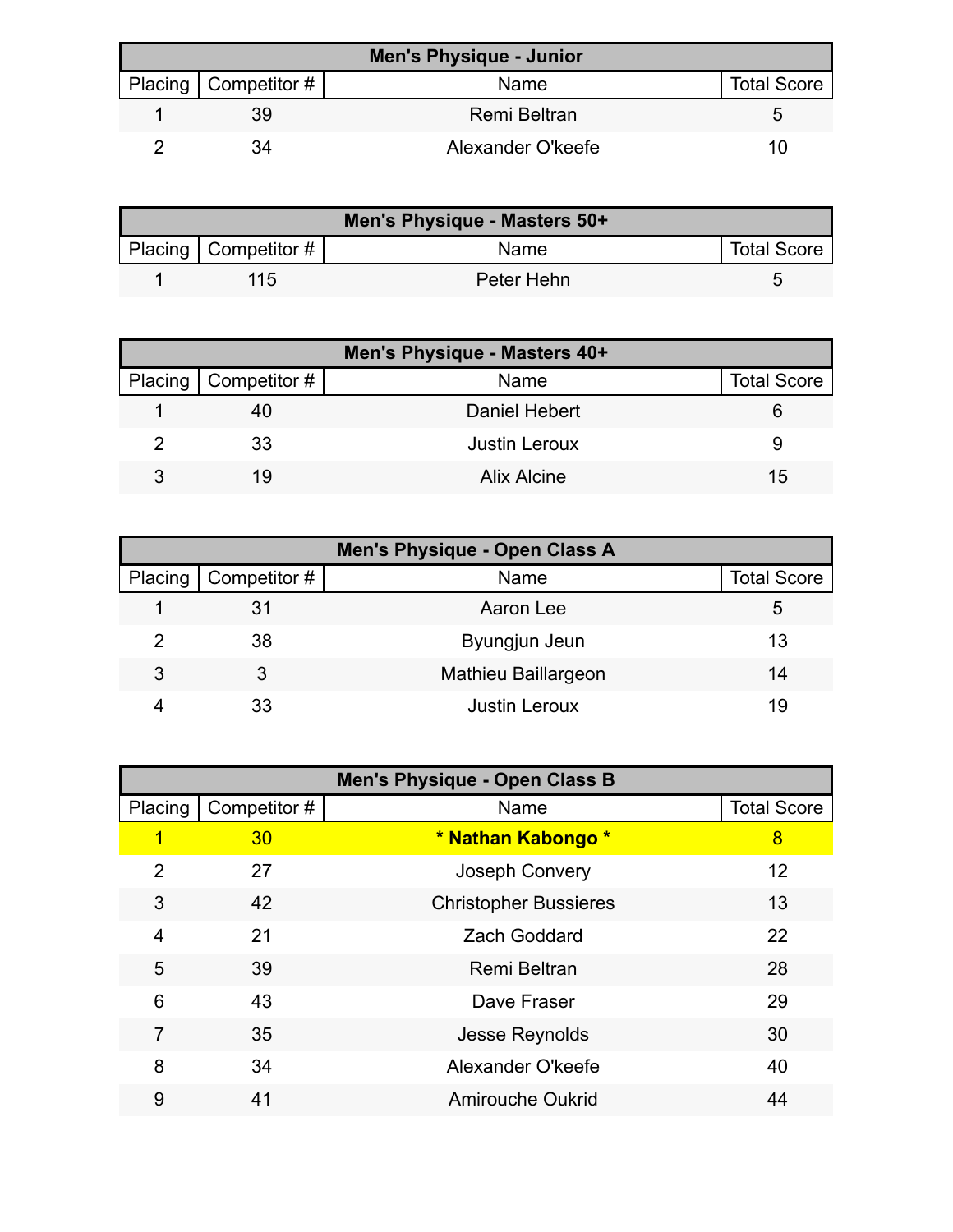| Men's Physique - Junior | | | |
|---|---|---|---|
| Placing | Competitor # | Name | Total Score |
| 1 | 39 | Remi Beltran | 5 |
| 2 | 34 | Alexander O'keefe | 10 |

| Men's Physique - Masters 50+ | | | |
|---|---|---|---|
| Placing | Competitor # | Name | Total Score |
| 1 | 115 | Peter Hehn | 5 |

| Men's Physique - Masters 40+ | | | |
|---|---|---|---|
| Placing | Competitor # | Name | Total Score |
| 1 | 40 | Daniel Hebert | 6 |
| 2 | 33 | Justin Leroux | 9 |
| 3 | 19 | Alix Alcine | 15 |

| Men's Physique - Open Class A | | | |
|---|---|---|---|
| Placing | Competitor # | Name | Total Score |
| 1 | 31 | Aaron Lee | 5 |
| 2 | 38 | Byungjun Jeun | 13 |
| 3 | 3 | Mathieu Baillargeon | 14 |
| 4 | 33 | Justin Leroux | 19 |

| Men's Physique - Open Class B | | | |
|---|---|---|---|
| Placing | Competitor # | Name | Total Score |
| 1 | 30 | **\* Nathan Kabongo \*** | 8 |
| 2 | 27 | Joseph Convery | 12 |
| 3 | 42 | Christopher Bussieres | 13 |
| 4 | 21 | Zach Goddard | 22 |
| 5 | 39 | Remi Beltran | 28 |
| 6 | 43 | Dave Fraser | 29 |
| 7 | 35 | Jesse Reynolds | 30 |
| 8 | 34 | Alexander O'keefe | 40 |
| 9 | 41 | Amirouche Oukrid | 44 |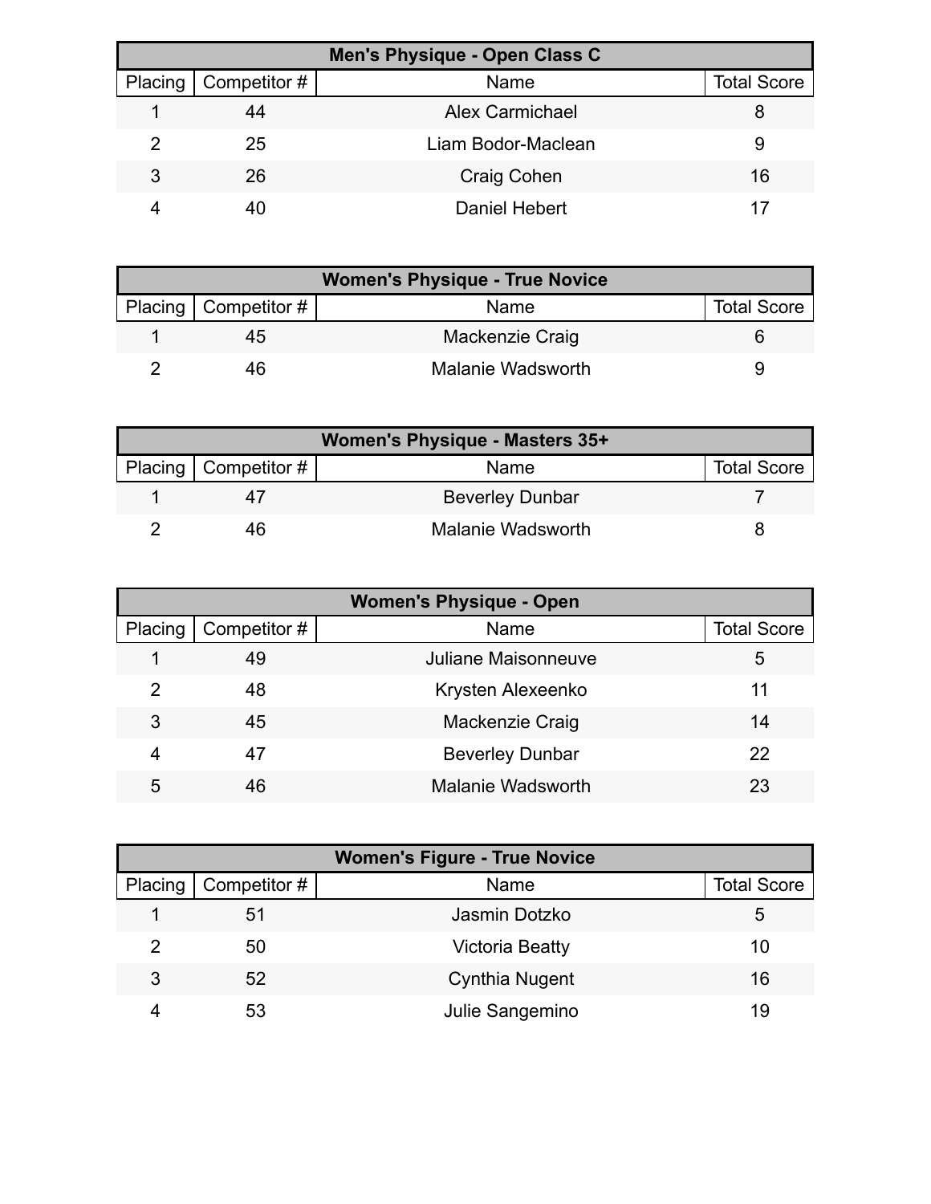| Men's Physique - Open Class C | | | |
|---|---|---|---|
| Placing | Competitor # | Name | Total Score |
| 1 | 44 | Alex Carmichael | 8 |
| 2 | 25 | Liam Bodor-Maclean | 9 |
| 3 | 26 | Craig Cohen | 16 |
| 4 | 40 | Daniel Hebert | 17 |

| Women's Physique - True Novice | | | |
|---|---|---|---|
| Placing | Competitor # | Name | Total Score |
| 1 | 45 | Mackenzie Craig | 6 |
| 2 | 46 | Malanie Wadsworth | 9 |

| Women's Physique - Masters 35+ | | | |
|---|---|---|---|
| Placing | Competitor # | Name | Total Score |
| 1 | 47 | Beverley Dunbar | 7 |
| 2 | 46 | Malanie Wadsworth | 8 |

| Women's Physique - Open | | | |
|---|---|---|---|
| Placing | Competitor # | Name | Total Score |
| 1 | 49 | Juliane Maisonneuve | 5 |
| 2 | 48 | Krysten Alexeenko | 11 |
| 3 | 45 | Mackenzie Craig | 14 |
| 4 | 47 | Beverley Dunbar | 22 |
| 5 | 46 | Malanie Wadsworth | 23 |

| Women's Figure - True Novice | | | |
|---|---|---|---|
| Placing | Competitor # | Name | Total Score |
| 1 | 51 | Jasmin Dotzko | 5 |
| 2 | 50 | Victoria Beatty | 10 |
| 3 | 52 | Cynthia Nugent | 16 |
| 4 | 53 | Julie Sangemino | 19 |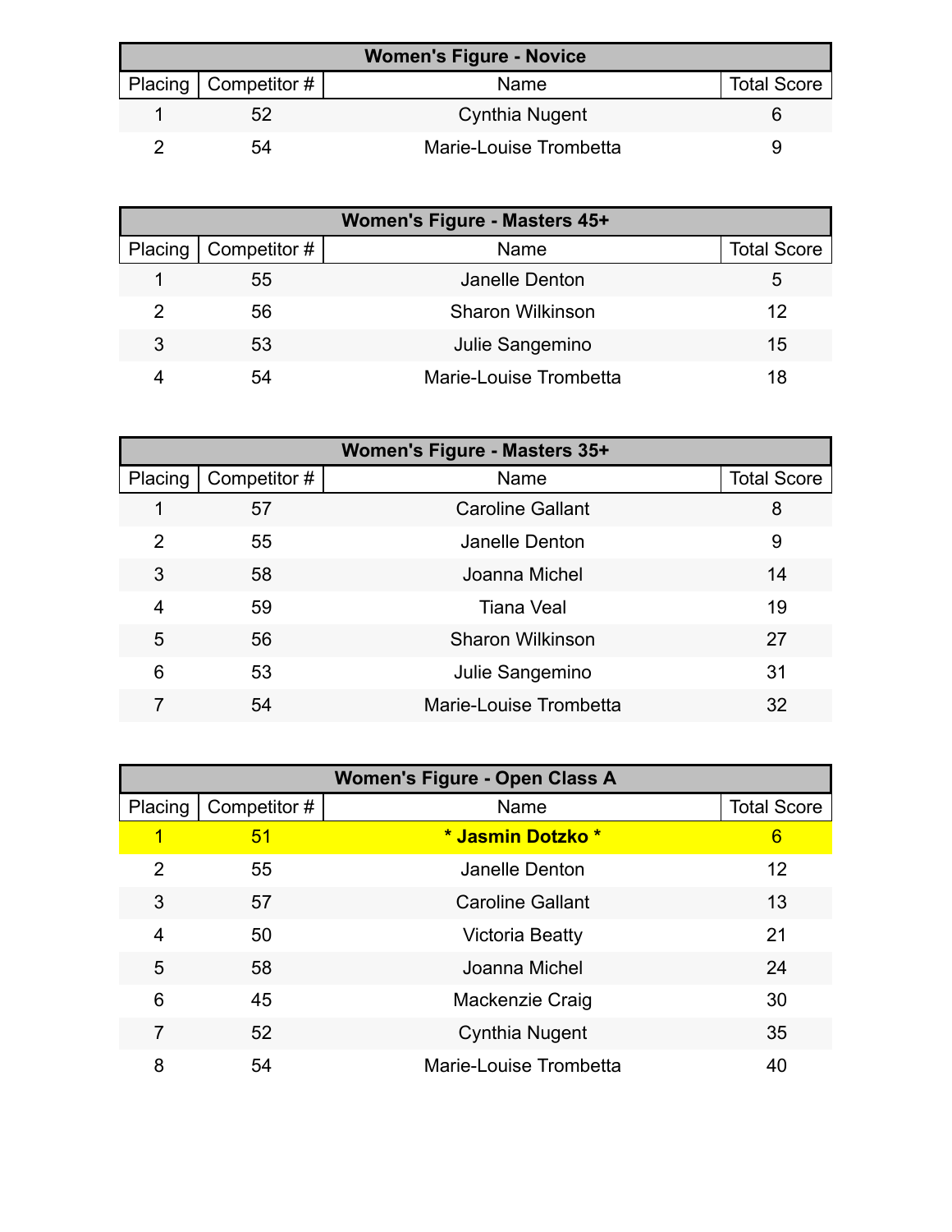| Women's Figure - Novice | | | |
|---|---|---|---|
| Placing | Competitor # | Name | Total Score |
| 1 | 52 | Cynthia Nugent | 6 |
| 2 | 54 | Marie-Louise Trombetta | 9 |

| Women's Figure - Masters 45+ | | | |
|---|---|---|---|
| Placing | Competitor # | Name | Total Score |
| 1 | 55 | Janelle Denton | 5 |
| 2 | 56 | Sharon Wilkinson | 12 |
| 3 | 53 | Julie Sangemino | 15 |
| 4 | 54 | Marie-Louise Trombetta | 18 |

| Women's Figure - Masters 35+ | | | |
|---|---|---|---|
| Placing | Competitor # | Name | Total Score |
| 1 | 57 | Caroline Gallant | 8 |
| 2 | 55 | Janelle Denton | 9 |
| 3 | 58 | Joanna Michel | 14 |
| 4 | 59 | Tiana Veal | 19 |
| 5 | 56 | Sharon Wilkinson | 27 |
| 6 | 53 | Julie Sangemino | 31 |
| 7 | 54 | Marie-Louise Trombetta | 32 |

| Women's Figure - Open Class A | | | |
|---|---|---|---|
| Placing | Competitor # | Name | Total Score |
| 1 | 51 | **\* Jasmin Dotzko \*** | 6 |
| 2 | 55 | Janelle Denton | 12 |
| 3 | 57 | Caroline Gallant | 13 |
| 4 | 50 | Victoria Beatty | 21 |
| 5 | 58 | Joanna Michel | 24 |
| 6 | 45 | Mackenzie Craig | 30 |
| 7 | 52 | Cynthia Nugent | 35 |
| 8 | 54 | Marie-Louise Trombetta | 40 |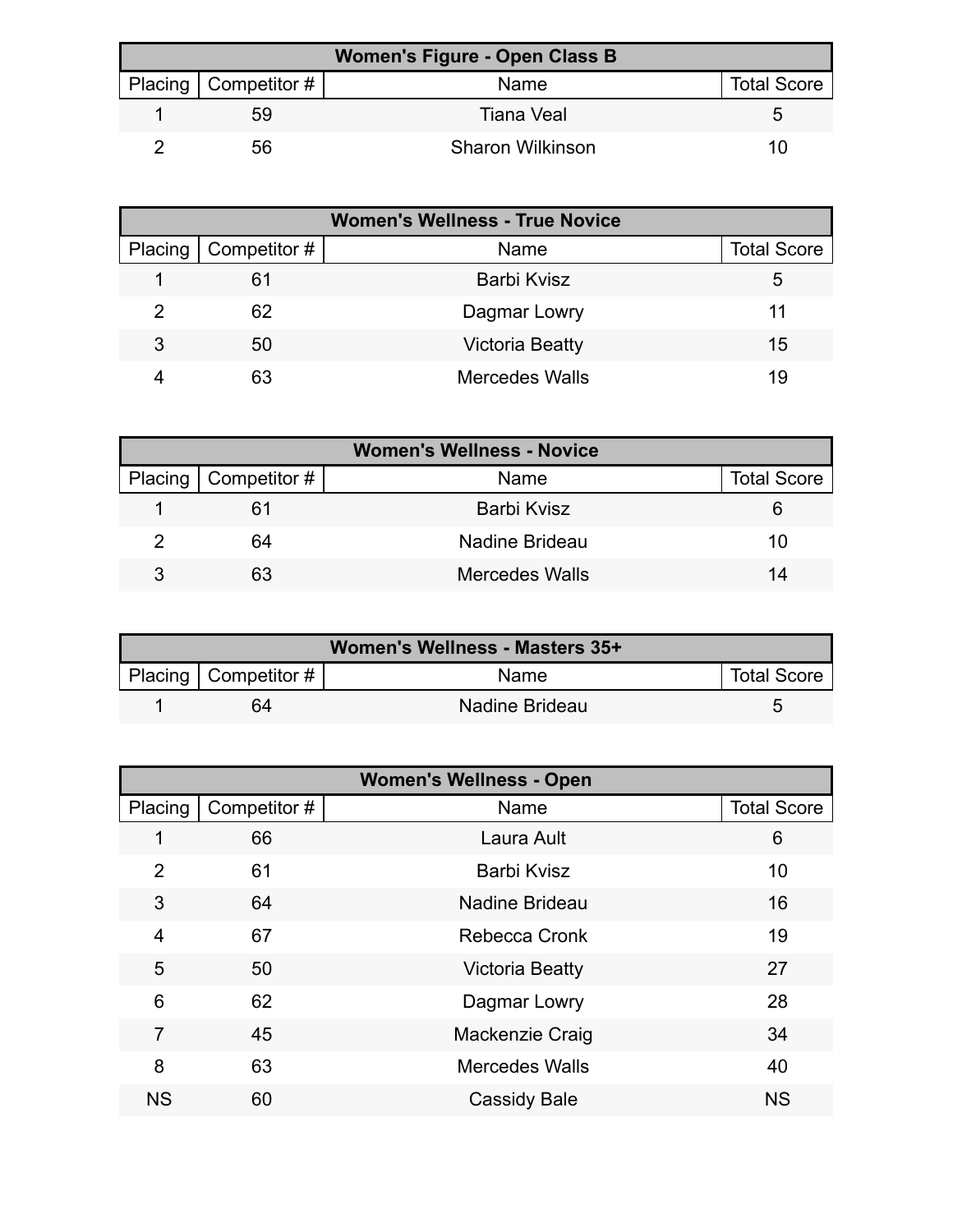| Women's Figure - Open Class B | | | |
|---|---|---|---|
| Placing | Competitor # | Name | Total Score |
| 1 | 59 | Tiana Veal | 5 |
| 2 | 56 | Sharon Wilkinson | 10 |

| Women's Wellness - True Novice | | | |
|---|---|---|---|
| Placing | Competitor # | Name | Total Score |
| 1 | 61 | Barbi Kvisz | 5 |
| 2 | 62 | Dagmar Lowry | 11 |
| 3 | 50 | Victoria Beatty | 15 |
| 4 | 63 | Mercedes Walls | 19 |

| Women's Wellness - Novice | | | |
|---|---|---|---|
| Placing | Competitor # | Name | Total Score |
| 1 | 61 | Barbi Kvisz | 6 |
| 2 | 64 | Nadine Brideau | 10 |
| 3 | 63 | Mercedes Walls | 14 |

| Women's Wellness - Masters 35+ | | | |
|---|---|---|---|
| Placing | Competitor # | Name | Total Score |
| 1 | 64 | Nadine Brideau | 5 |

| Women's Wellness - Open | | | |
|---|---|---|---|
| Placing | Competitor # | Name | Total Score |
| 1 | 66 | Laura Ault | 6 |
| 2 | 61 | Barbi Kvisz | 10 |
| 3 | 64 | Nadine Brideau | 16 |
| 4 | 67 | Rebecca Cronk | 19 |
| 5 | 50 | Victoria Beatty | 27 |
| 6 | 62 | Dagmar Lowry | 28 |
| 7 | 45 | Mackenzie Craig | 34 |
| 8 | 63 | Mercedes Walls | 40 |
| NS | 60 | Cassidy Bale | NS |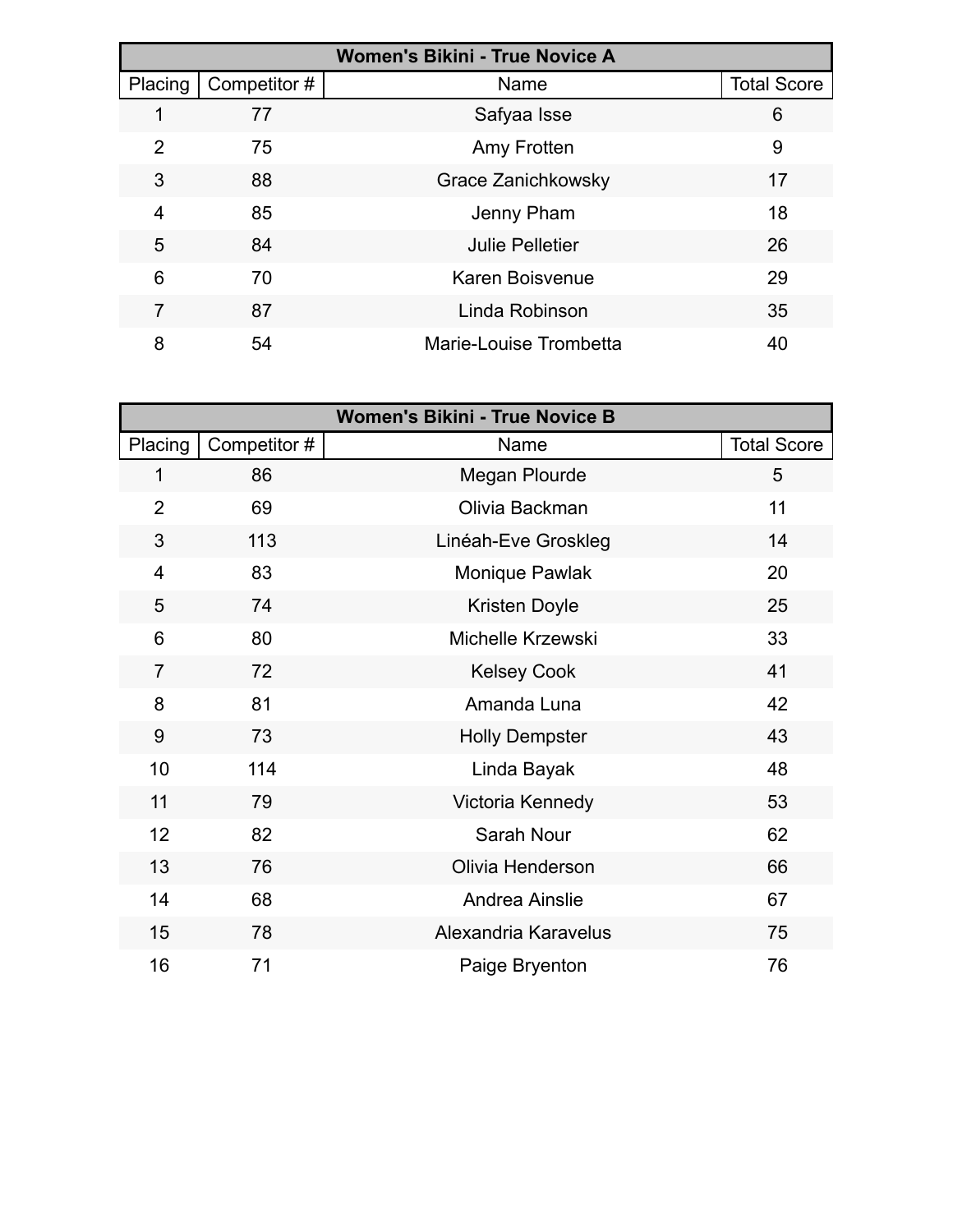| Women's Bikini - True Novice A | | | |
|---|---|---|---|
| Placing | Competitor # | Name | Total Score |
| 1 | 77 | Safyaa Isse | 6 |
| 2 | 75 | Amy Frotten | 9 |
| 3 | 88 | Grace Zanichkowsky | 17 |
| 4 | 85 | Jenny Pham | 18 |
| 5 | 84 | Julie Pelletier | 26 |
| 6 | 70 | Karen Boisvenue | 29 |
| 7 | 87 | Linda Robinson | 35 |
| 8 | 54 | Marie-Louise Trombetta | 40 |

| Women's Bikini - True Novice B | | | |
|---|---|---|---|
| Placing | Competitor # | Name | Total Score |
| 1 | 86 | Megan Plourde | 5 |
| 2 | 69 | Olivia Backman | 11 |
| 3 | 113 | Linéah-Eve Groskleg | 14 |
| 4 | 83 | Monique Pawlak | 20 |
| 5 | 74 | Kristen Doyle | 25 |
| 6 | 80 | Michelle Krzewski | 33 |
| 7 | 72 | Kelsey Cook | 41 |
| 8 | 81 | Amanda Luna | 42 |
| 9 | 73 | Holly Dempster | 43 |
| 10 | 114 | Linda Bayak | 48 |
| 11 | 79 | Victoria Kennedy | 53 |
| 12 | 82 | Sarah Nour | 62 |
| 13 | 76 | Olivia Henderson | 66 |
| 14 | 68 | Andrea Ainslie | 67 |
| 15 | 78 | Alexandria Karavelus | 75 |
| 16 | 71 | Paige Bryenton | 76 |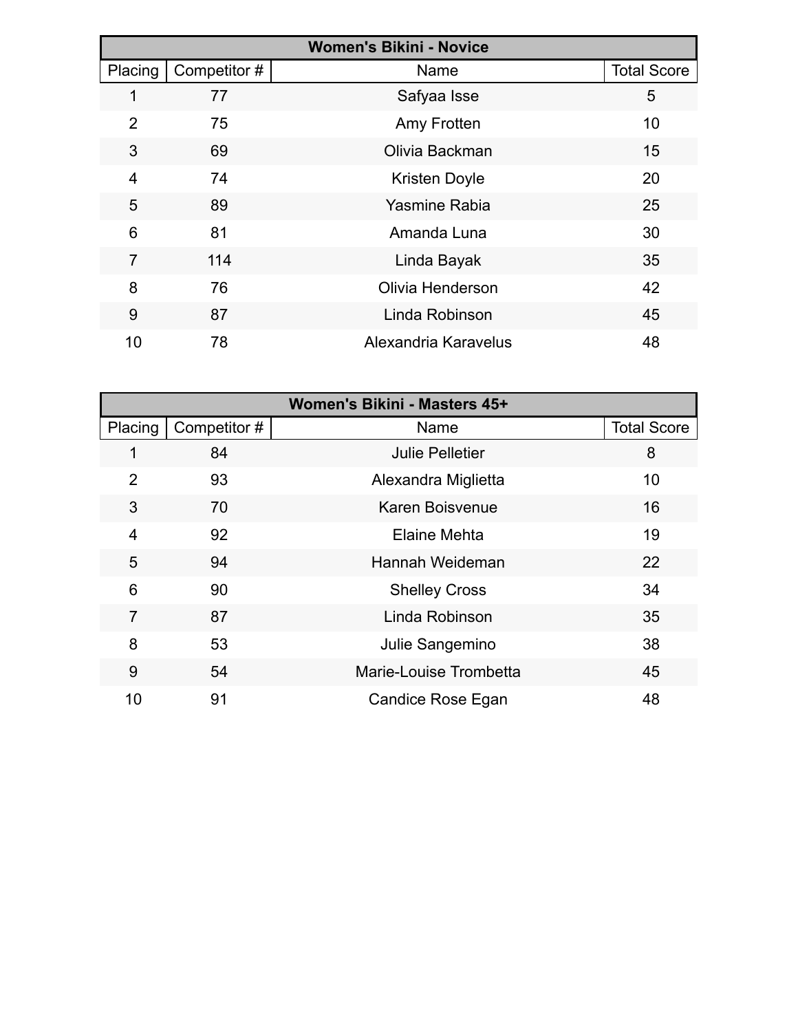| Women's Bikini - Novice | | | |
|---|---|---|---|
| Placing | Competitor # | Name | Total Score |
| 1 | 77 | Safyaa Isse | 5 |
| 2 | 75 | Amy Frotten | 10 |
| 3 | 69 | Olivia Backman | 15 |
| 4 | 74 | Kristen Doyle | 20 |
| 5 | 89 | Yasmine Rabia | 25 |
| 6 | 81 | Amanda Luna | 30 |
| 7 | 114 | Linda Bayak | 35 |
| 8 | 76 | Olivia Henderson | 42 |
| 9 | 87 | Linda Robinson | 45 |
| 10 | 78 | Alexandria Karavelus | 48 |

| Women's Bikini - Masters 45+ | | | |
|---|---|---|---|
| Placing | Competitor # | Name | Total Score |
| 1 | 84 | Julie Pelletier | 8 |
| 2 | 93 | Alexandra Miglietta | 10 |
| 3 | 70 | Karen Boisvenue | 16 |
| 4 | 92 | Elaine Mehta | 19 |
| 5 | 94 | Hannah Weideman | 22 |
| 6 | 90 | Shelley Cross | 34 |
| 7 | 87 | Linda Robinson | 35 |
| 8 | 53 | Julie Sangemino | 38 |
| 9 | 54 | Marie-Louise Trombetta | 45 |
| 10 | 91 | Candice Rose Egan | 48 |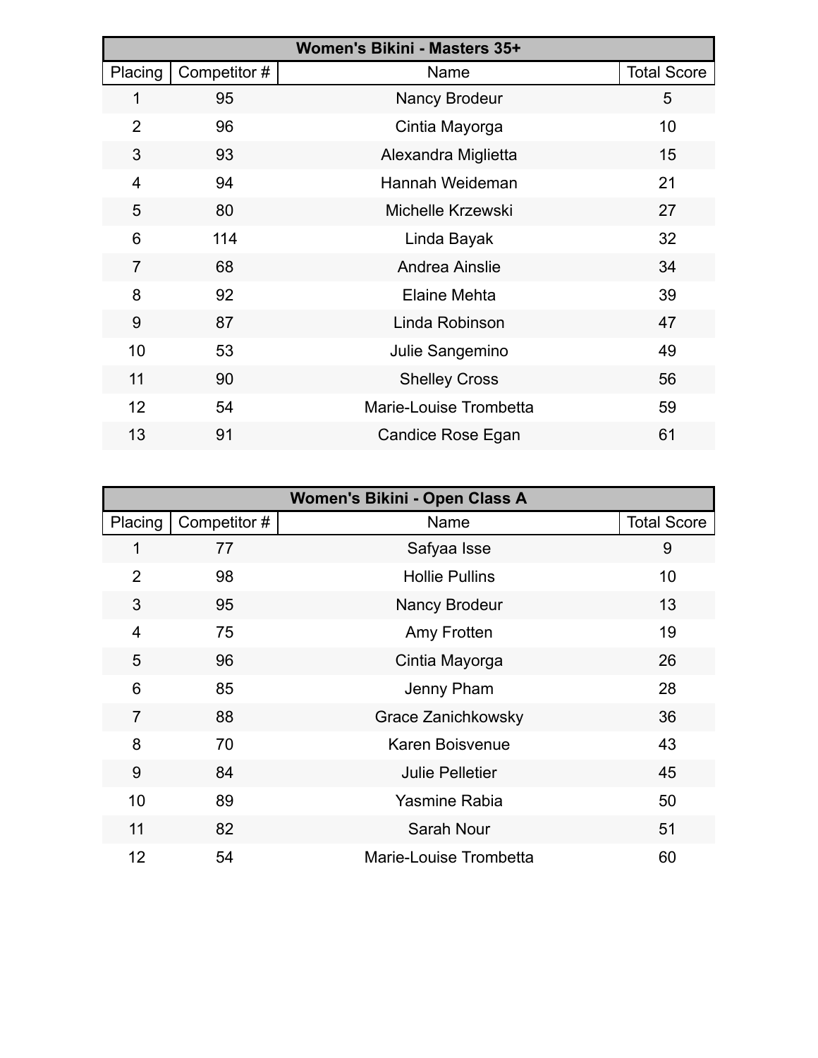| Women's Bikini - Masters 35+ | | | |
|---|---|---|---|
| Placing | Competitor # | Name | Total Score |
| 1 | 95 | Nancy Brodeur | 5 |
| 2 | 96 | Cintia Mayorga | 10 |
| 3 | 93 | Alexandra Miglietta | 15 |
| 4 | 94 | Hannah Weideman | 21 |
| 5 | 80 | Michelle Krzewski | 27 |
| 6 | 114 | Linda Bayak | 32 |
| 7 | 68 | Andrea Ainslie | 34 |
| 8 | 92 | Elaine Mehta | 39 |
| 9 | 87 | Linda Robinson | 47 |
| 10 | 53 | Julie Sangemino | 49 |
| 11 | 90 | Shelley Cross | 56 |
| 12 | 54 | Marie-Louise Trombetta | 59 |
| 13 | 91 | Candice Rose Egan | 61 |

| Women's Bikini - Open Class A | | | |
|---|---|---|---|
| Placing | Competitor # | Name | Total Score |
| 1 | 77 | Safyaa Isse | 9 |
| 2 | 98 | Hollie Pullins | 10 |
| 3 | 95 | Nancy Brodeur | 13 |
| 4 | 75 | Amy Frotten | 19 |
| 5 | 96 | Cintia Mayorga | 26 |
| 6 | 85 | Jenny Pham | 28 |
| 7 | 88 | Grace Zanichkowsky | 36 |
| 8 | 70 | Karen Boisvenue | 43 |
| 9 | 84 | Julie Pelletier | 45 |
| 10 | 89 | Yasmine Rabia | 50 |
| 11 | 82 | Sarah Nour | 51 |
| 12 | 54 | Marie-Louise Trombetta | 60 |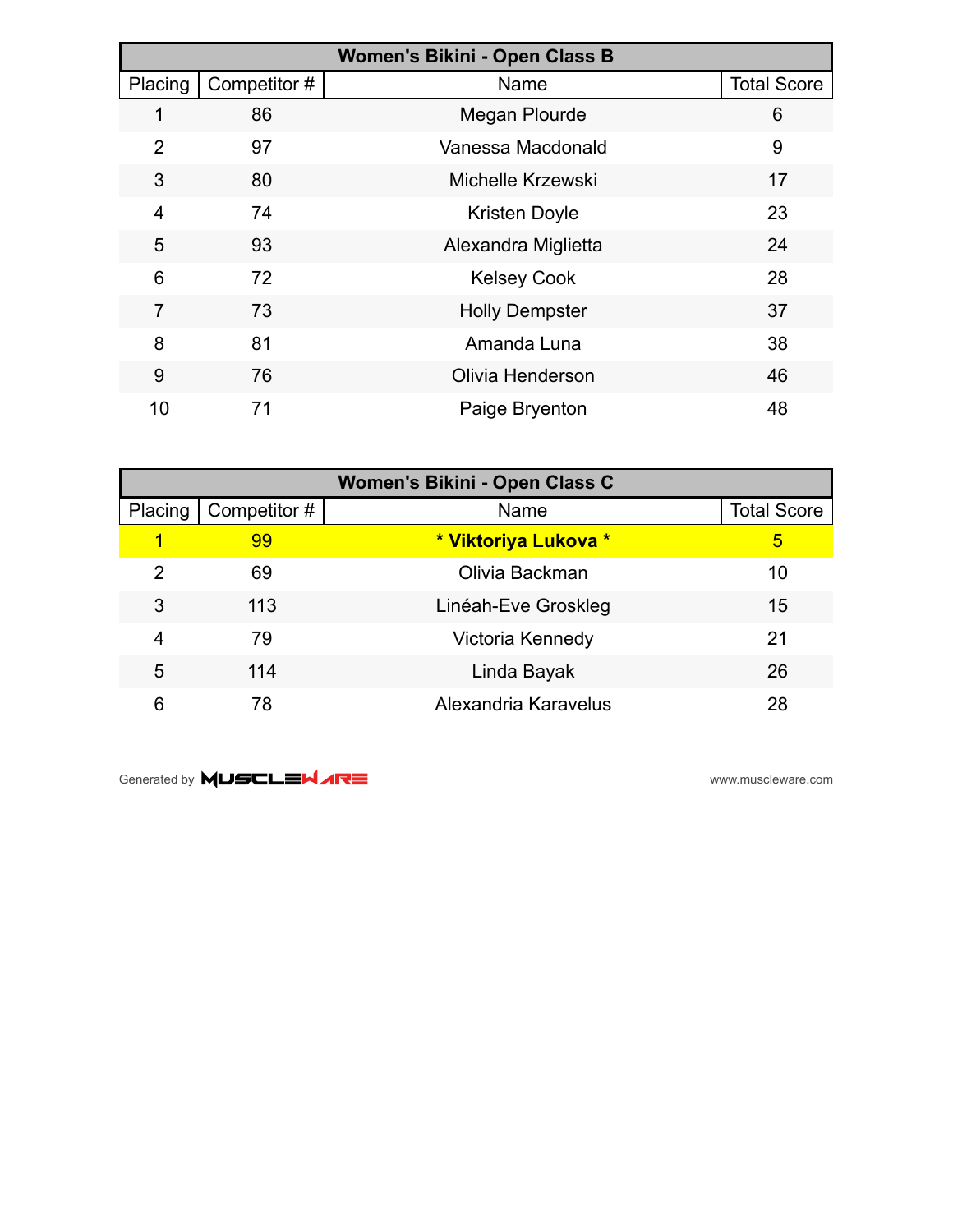| Women's Bikini - Open Class B | | | |
|---|---|---|---|
| Placing | Competitor # | Name | Total Score |
| 1 | 86 | Megan Plourde | 6 |
| 2 | 97 | Vanessa Macdonald | 9 |
| 3 | 80 | Michelle Krzewski | 17 |
| 4 | 74 | Kristen Doyle | 23 |
| 5 | 93 | Alexandra Miglietta | 24 |
| 6 | 72 | Kelsey Cook | 28 |
| 7 | 73 | Holly Dempster | 37 |
| 8 | 81 | Amanda Luna | 38 |
| 9 | 76 | Olivia Henderson | 46 |
| 10 | 71 | Paige Bryenton | 48 |

| Women's Bikini - Open Class C | | | |
|---|---|---|---|
| Placing | Competitor # | Name | Total Score |
| 1 | 99 | **\* Viktoriya Lukova \*** | 5 |
| 2 | 69 | Olivia Backman | 10 |
| 3 | 113 | Linéah-Eve Groskleg | 15 |
| 4 | 79 | Victoria Kennedy | 21 |
| 5 | 114 | Linda Bayak | 26 |
| 6 | 78 | Alexandria Karavelus | 28 |

Generated by MUSCLEWARE www.muscleware.com